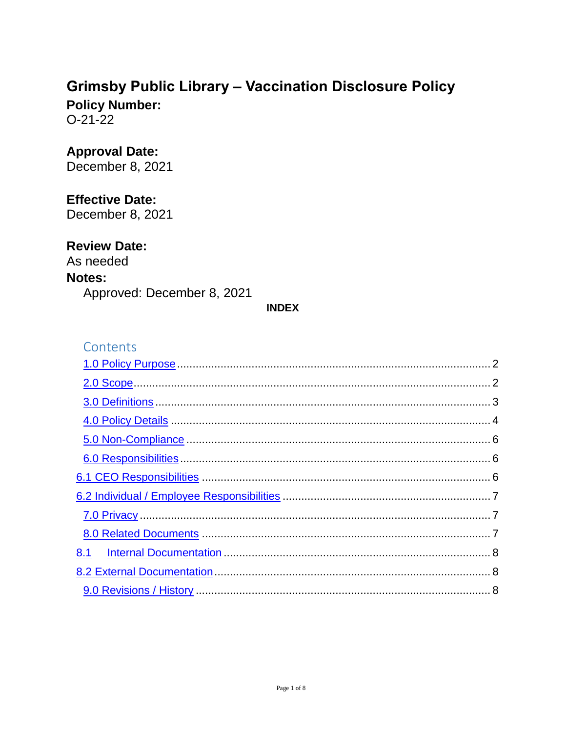# Grimsby Public Library – Vaccination Disclosure Policy

**Policy Number:**
O-21-22

**Approval Date:**
December 8, 2021

**Effective Date:**
December 8, 2021

**Review Date:**
As needed

**Notes:**
Approved: December 8, 2021

**INDEX**

## Contents

- 1.0 Policy Purpose .......... 2
- 2.0 Scope .......... 2
- 3.0 Definitions .......... 3
- 4.0 Policy Details .......... 4
- 5.0 Non-Compliance .......... 6
- 6.0 Responsibilities .......... 6
- 6.1 CEO Responsibilities .......... 6
- 6.2 Individual / Employee Responsibilities .......... 7
- 7.0 Privacy .......... 7
- 8.0 Related Documents .......... 7
- 8.1 Internal Documentation .......... 8
- 8.2 External Documentation .......... 8
- 9.0 Revisions / History .......... 8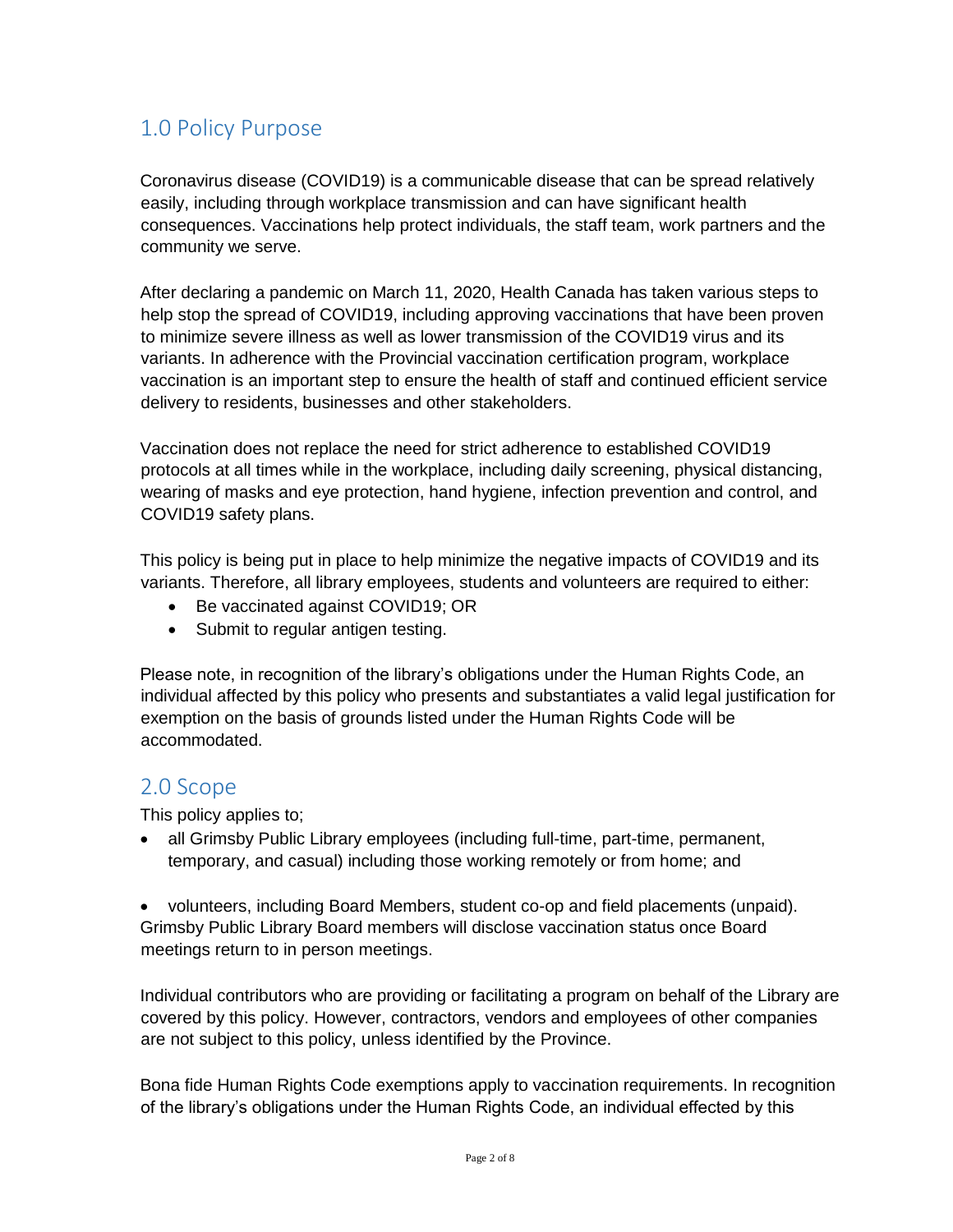## 1.0 Policy Purpose

Coronavirus disease (COVID19) is a communicable disease that can be spread relatively easily, including through workplace transmission and can have significant health consequences. Vaccinations help protect individuals, the staff team, work partners and the community we serve.

After declaring a pandemic on March 11, 2020, Health Canada has taken various steps to help stop the spread of COVID19, including approving vaccinations that have been proven to minimize severe illness as well as lower transmission of the COVID19 virus and its variants. In adherence with the Provincial vaccination certification program, workplace vaccination is an important step to ensure the health of staff and continued efficient service delivery to residents, businesses and other stakeholders.

Vaccination does not replace the need for strict adherence to established COVID19 protocols at all times while in the workplace, including daily screening, physical distancing, wearing of masks and eye protection, hand hygiene, infection prevention and control, and COVID19 safety plans.

This policy is being put in place to help minimize the negative impacts of COVID19 and its variants. Therefore, all library employees, students and volunteers are required to either:

- Be vaccinated against COVID19; OR
- Submit to regular antigen testing.

Please note, in recognition of the library's obligations under the Human Rights Code, an individual affected by this policy who presents and substantiates a valid legal justification for exemption on the basis of grounds listed under the Human Rights Code will be accommodated.

## 2.0 Scope

This policy applies to;

- all Grimsby Public Library employees (including full-time, part-time, permanent, temporary, and casual) including those working remotely or from home; and

- volunteers, including Board Members, student co-op and field placements (unpaid).

Grimsby Public Library Board members will disclose vaccination status once Board meetings return to in person meetings.

Individual contributors who are providing or facilitating a program on behalf of the Library are covered by this policy. However, contractors, vendors and employees of other companies are not subject to this policy, unless identified by the Province.

Bona fide Human Rights Code exemptions apply to vaccination requirements. In recognition of the library's obligations under the Human Rights Code, an individual effected by this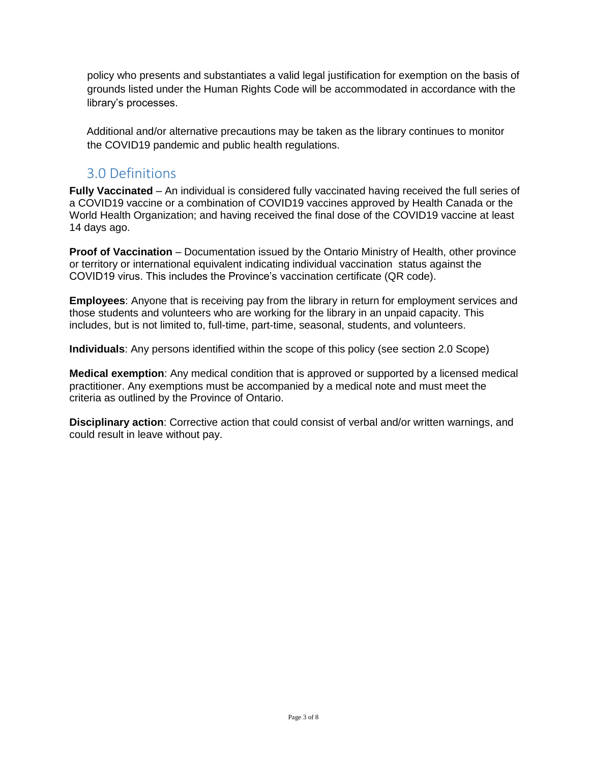policy who presents and substantiates a valid legal justification for exemption on the basis of grounds listed under the Human Rights Code will be accommodated in accordance with the library's processes.

Additional and/or alternative precautions may be taken as the library continues to monitor the COVID19 pandemic and public health regulations.

## 3.0 Definitions

**Fully Vaccinated** – An individual is considered fully vaccinated having received the full series of a COVID19 vaccine or a combination of COVID19 vaccines approved by Health Canada or the World Health Organization; and having received the final dose of the COVID19 vaccine at least 14 days ago.

**Proof of Vaccination** – Documentation issued by the Ontario Ministry of Health, other province or territory or international equivalent indicating individual vaccination status against the COVID19 virus. This includes the Province's vaccination certificate (QR code).

**Employees**: Anyone that is receiving pay from the library in return for employment services and those students and volunteers who are working for the library in an unpaid capacity. This includes, but is not limited to, full-time, part-time, seasonal, students, and volunteers.

**Individuals**: Any persons identified within the scope of this policy (see section 2.0 Scope)

**Medical exemption**: Any medical condition that is approved or supported by a licensed medical practitioner. Any exemptions must be accompanied by a medical note and must meet the criteria as outlined by the Province of Ontario.

**Disciplinary action**: Corrective action that could consist of verbal and/or written warnings, and could result in leave without pay.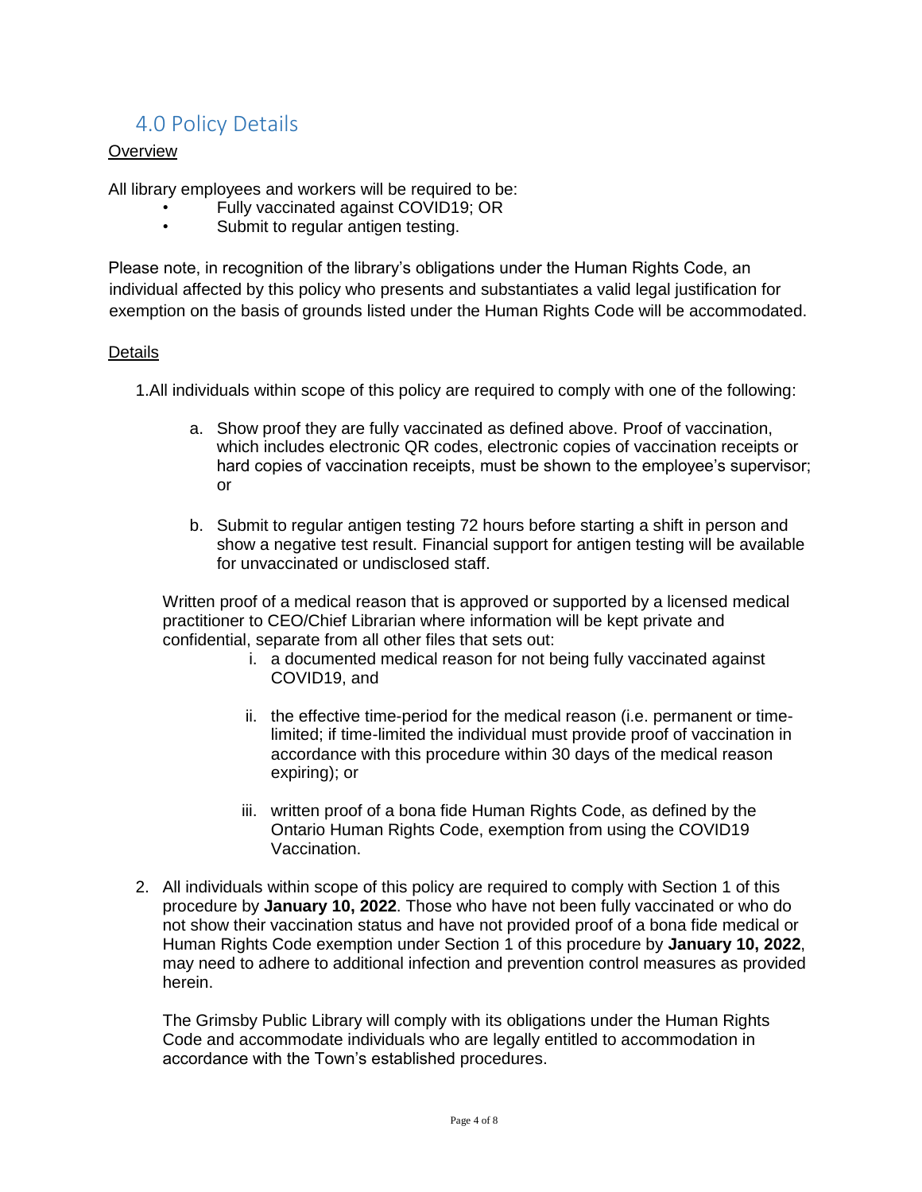## 4.0 Policy Details

<u>Overview</u>

All library employees and workers will be required to be:

- Fully vaccinated against COVID19; OR
- Submit to regular antigen testing.

Please note, in recognition of the library's obligations under the Human Rights Code, an individual affected by this policy who presents and substantiates a valid legal justification for exemption on the basis of grounds listed under the Human Rights Code will be accommodated.

<u>Details</u>

1. All individuals within scope of this policy are required to comply with one of the following:

   a. Show proof they are fully vaccinated as defined above. Proof of vaccination, which includes electronic QR codes, electronic copies of vaccination receipts or hard copies of vaccination receipts, must be shown to the employee's supervisor; or

   b. Submit to regular antigen testing 72 hours before starting a shift in person and show a negative test result. Financial support for antigen testing will be available for unvaccinated or undisclosed staff.

   Written proof of a medical reason that is approved or supported by a licensed medical practitioner to CEO/Chief Librarian where information will be kept private and confidential, separate from all other files that sets out:

   i. a documented medical reason for not being fully vaccinated against COVID19, and

   ii. the effective time-period for the medical reason (i.e. permanent or time-limited; if time-limited the individual must provide proof of vaccination in accordance with this procedure within 30 days of the medical reason expiring); or

   iii. written proof of a bona fide Human Rights Code, as defined by the Ontario Human Rights Code, exemption from using the COVID19 Vaccination.

2. All individuals within scope of this policy are required to comply with Section 1 of this procedure by **January 10, 2022**. Those who have not been fully vaccinated or who do not show their vaccination status and have not provided proof of a bona fide medical or Human Rights Code exemption under Section 1 of this procedure by **January 10, 2022**, may need to adhere to additional infection and prevention control measures as provided herein.

   The Grimsby Public Library will comply with its obligations under the Human Rights Code and accommodate individuals who are legally entitled to accommodation in accordance with the Town's established procedures.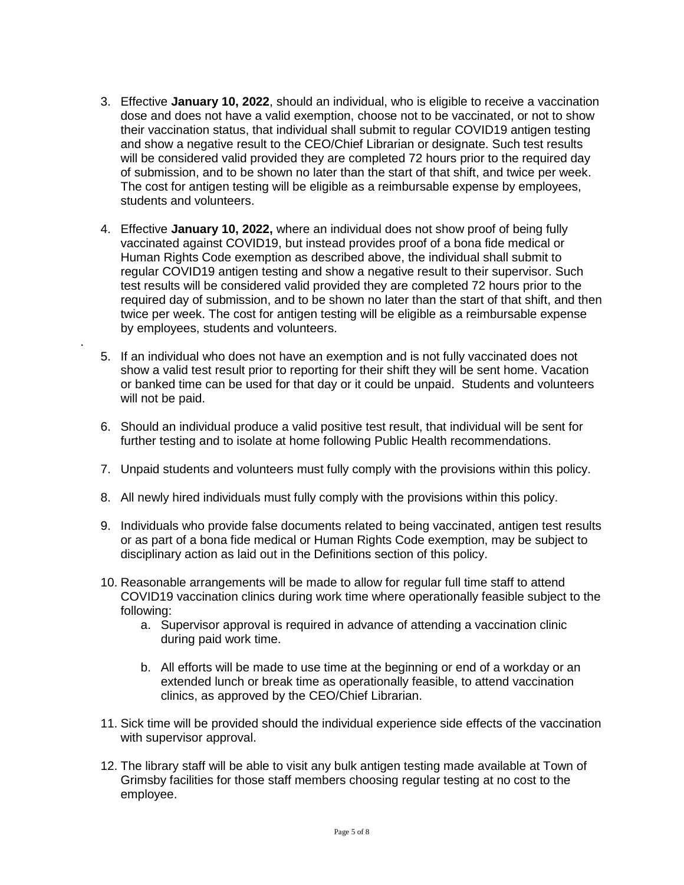3. Effective **January 10, 2022**, should an individual, who is eligible to receive a vaccination dose and does not have a valid exemption, choose not to be vaccinated, or not to show their vaccination status, that individual shall submit to regular COVID19 antigen testing and show a negative result to the CEO/Chief Librarian or designate. Such test results will be considered valid provided they are completed 72 hours prior to the required day of submission, and to be shown no later than the start of that shift, and twice per week. The cost for antigen testing will be eligible as a reimbursable expense by employees, students and volunteers.

4. Effective **January 10, 2022,** where an individual does not show proof of being fully vaccinated against COVID19, but instead provides proof of a bona fide medical or Human Rights Code exemption as described above, the individual shall submit to regular COVID19 antigen testing and show a negative result to their supervisor. Such test results will be considered valid provided they are completed 72 hours prior to the required day of submission, and to be shown no later than the start of that shift, and then twice per week. The cost for antigen testing will be eligible as a reimbursable expense by employees, students and volunteers.

5. If an individual who does not have an exemption and is not fully vaccinated does not show a valid test result prior to reporting for their shift they will be sent home. Vacation or banked time can be used for that day or it could be unpaid. Students and volunteers will not be paid.

6. Should an individual produce a valid positive test result, that individual will be sent for further testing and to isolate at home following Public Health recommendations.

7. Unpaid students and volunteers must fully comply with the provisions within this policy.

8. All newly hired individuals must fully comply with the provisions within this policy.

9. Individuals who provide false documents related to being vaccinated, antigen test results or as part of a bona fide medical or Human Rights Code exemption, may be subject to disciplinary action as laid out in the Definitions section of this policy.

10. Reasonable arrangements will be made to allow for regular full time staff to attend COVID19 vaccination clinics during work time where operationally feasible subject to the following:
    a. Supervisor approval is required in advance of attending a vaccination clinic during paid work time.
    b. All efforts will be made to use time at the beginning or end of a workday or an extended lunch or break time as operationally feasible, to attend vaccination clinics, as approved by the CEO/Chief Librarian.

11. Sick time will be provided should the individual experience side effects of the vaccination with supervisor approval.

12. The library staff will be able to visit any bulk antigen testing made available at Town of Grimsby facilities for those staff members choosing regular testing at no cost to the employee.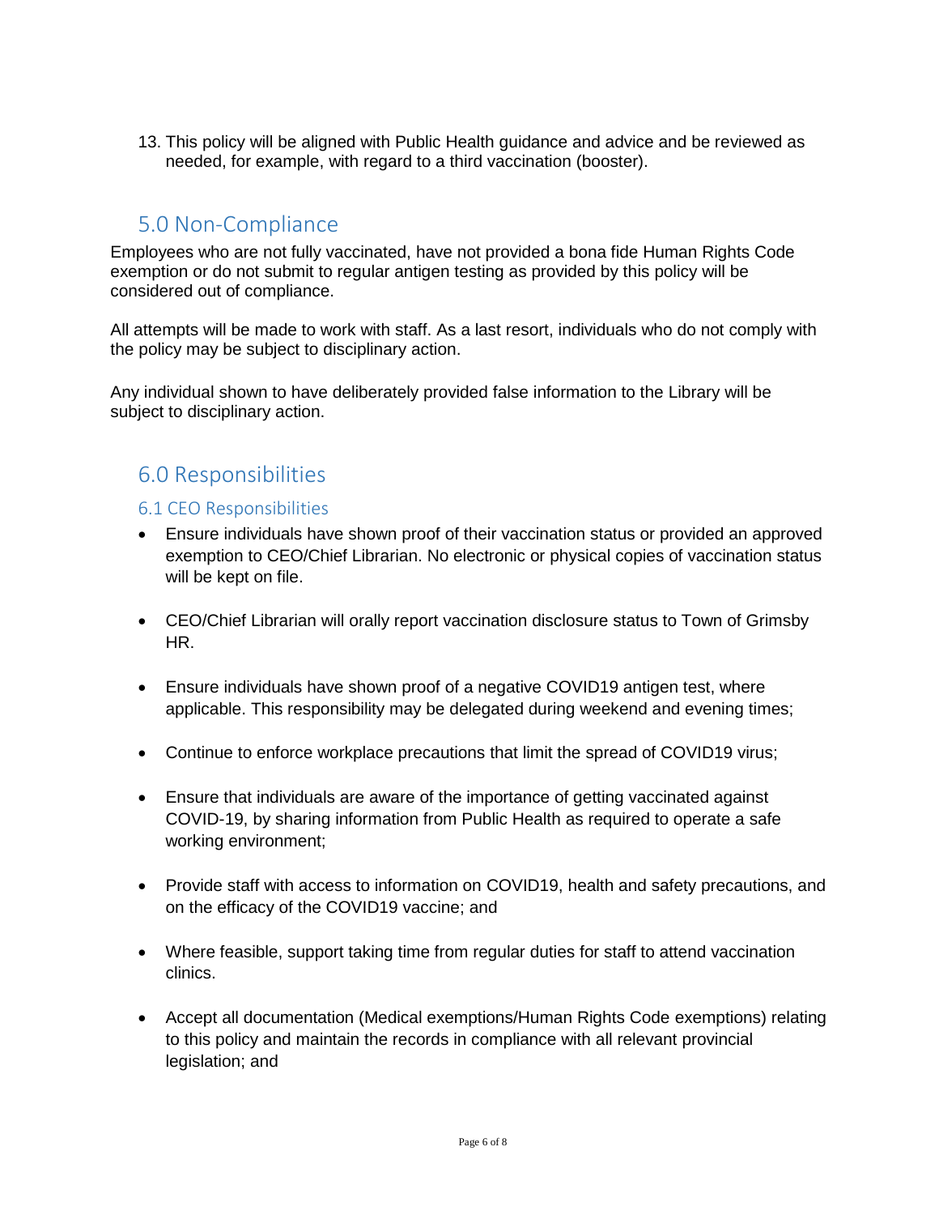13. This policy will be aligned with Public Health guidance and advice and be reviewed as needed, for example, with regard to a third vaccination (booster).

## 5.0 Non-Compliance

Employees who are not fully vaccinated, have not provided a bona fide Human Rights Code exemption or do not submit to regular antigen testing as provided by this policy will be considered out of compliance.

All attempts will be made to work with staff. As a last resort, individuals who do not comply with the policy may be subject to disciplinary action.

Any individual shown to have deliberately provided false information to the Library will be subject to disciplinary action.

## 6.0 Responsibilities

### 6.1 CEO Responsibilities

- Ensure individuals have shown proof of their vaccination status or provided an approved exemption to CEO/Chief Librarian. No electronic or physical copies of vaccination status will be kept on file.

- CEO/Chief Librarian will orally report vaccination disclosure status to Town of Grimsby HR.

- Ensure individuals have shown proof of a negative COVID19 antigen test, where applicable. This responsibility may be delegated during weekend and evening times;

- Continue to enforce workplace precautions that limit the spread of COVID19 virus;

- Ensure that individuals are aware of the importance of getting vaccinated against COVID-19, by sharing information from Public Health as required to operate a safe working environment;

- Provide staff with access to information on COVID19, health and safety precautions, and on the efficacy of the COVID19 vaccine; and

- Where feasible, support taking time from regular duties for staff to attend vaccination clinics.

- Accept all documentation (Medical exemptions/Human Rights Code exemptions) relating to this policy and maintain the records in compliance with all relevant provincial legislation; and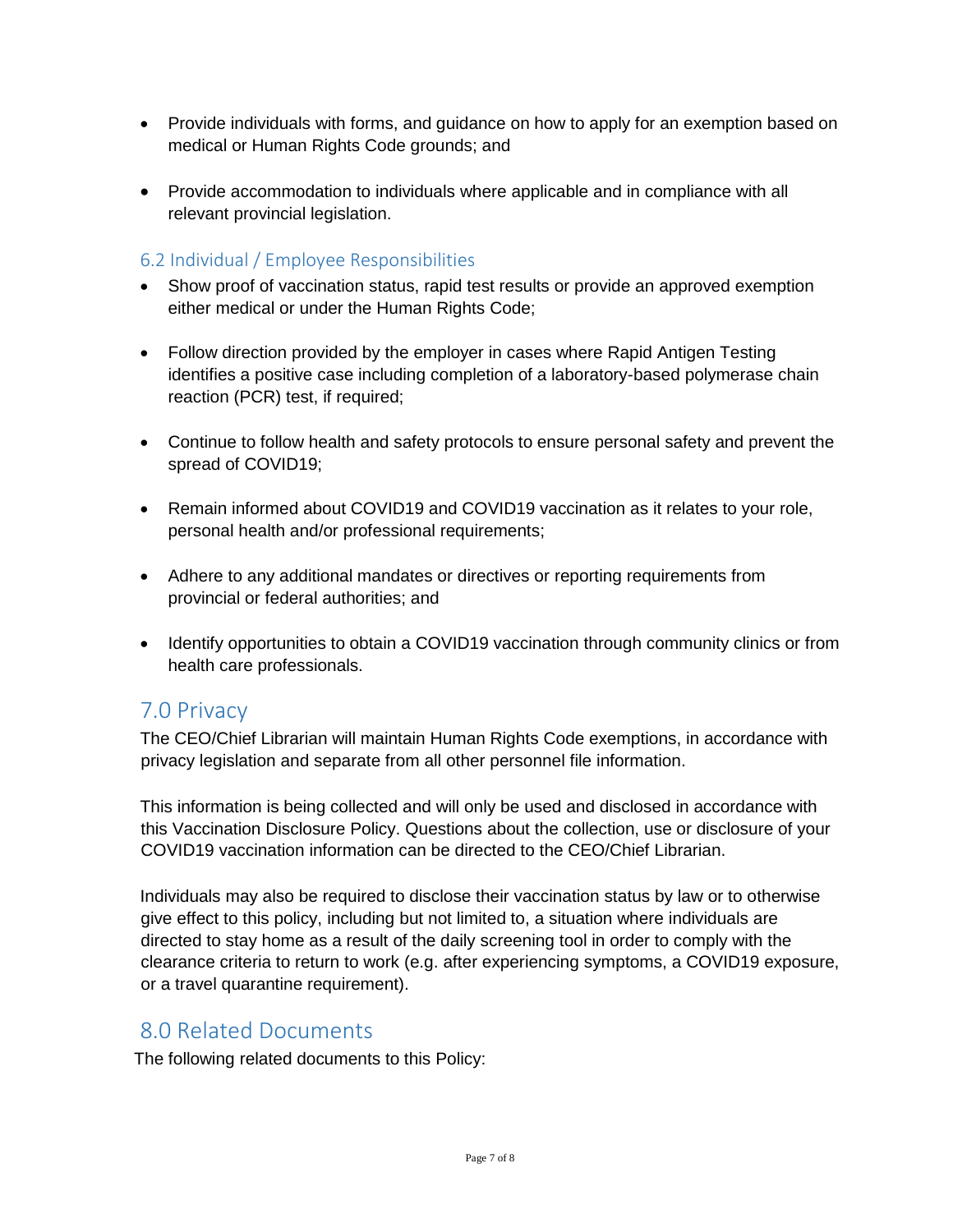- Provide individuals with forms, and guidance on how to apply for an exemption based on medical or Human Rights Code grounds; and

- Provide accommodation to individuals where applicable and in compliance with all relevant provincial legislation.

### 6.2 Individual / Employee Responsibilities

- Show proof of vaccination status, rapid test results or provide an approved exemption either medical or under the Human Rights Code;

- Follow direction provided by the employer in cases where Rapid Antigen Testing identifies a positive case including completion of a laboratory-based polymerase chain reaction (PCR) test, if required;

- Continue to follow health and safety protocols to ensure personal safety and prevent the spread of COVID19;

- Remain informed about COVID19 and COVID19 vaccination as it relates to your role, personal health and/or professional requirements;

- Adhere to any additional mandates or directives or reporting requirements from provincial or federal authorities; and

- Identify opportunities to obtain a COVID19 vaccination through community clinics or from health care professionals.

## 7.0 Privacy

The CEO/Chief Librarian will maintain Human Rights Code exemptions, in accordance with privacy legislation and separate from all other personnel file information.

This information is being collected and will only be used and disclosed in accordance with this Vaccination Disclosure Policy. Questions about the collection, use or disclosure of your COVID19 vaccination information can be directed to the CEO/Chief Librarian.

Individuals may also be required to disclose their vaccination status by law or to otherwise give effect to this policy, including but not limited to, a situation where individuals are directed to stay home as a result of the daily screening tool in order to comply with the clearance criteria to return to work (e.g. after experiencing symptoms, a COVID19 exposure, or a travel quarantine requirement).

## 8.0 Related Documents

The following related documents to this Policy: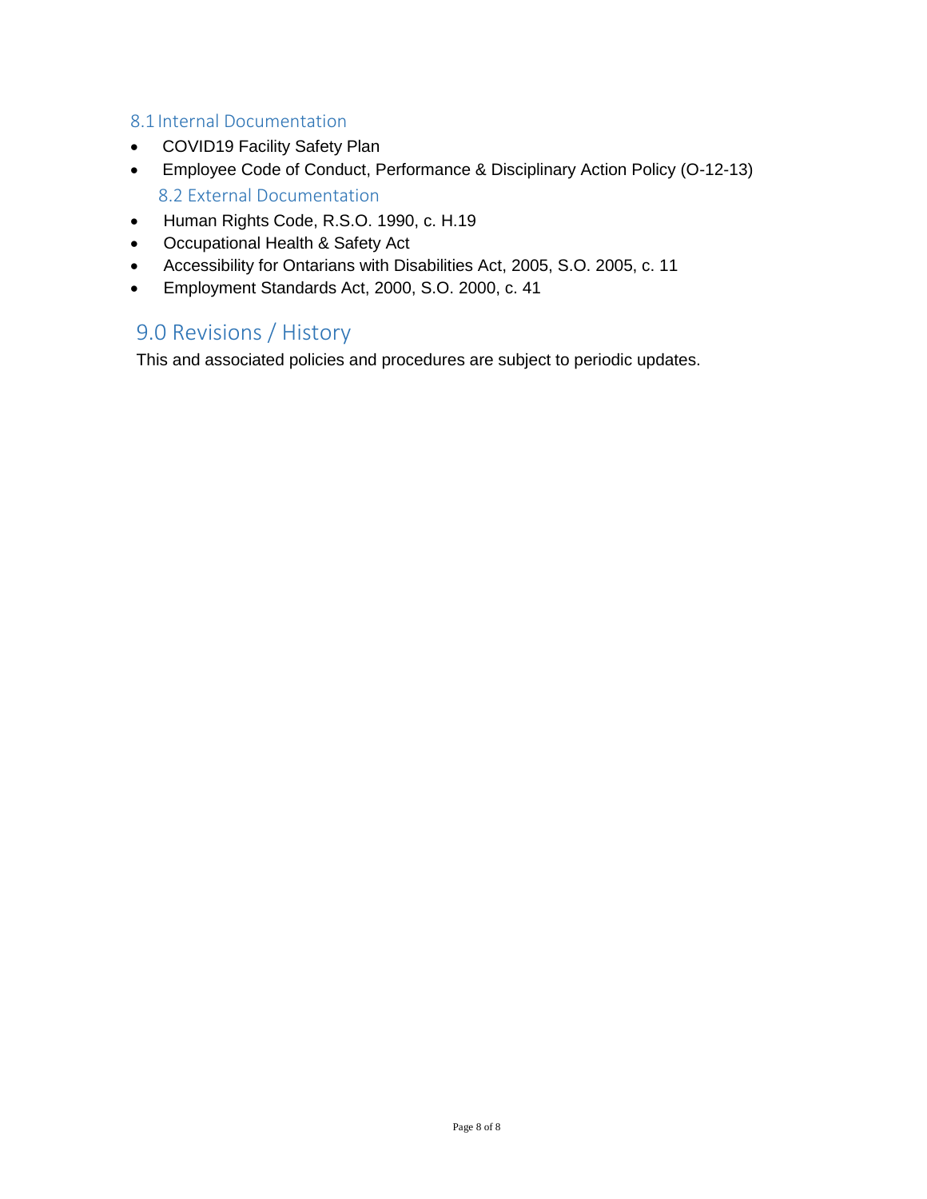### 8.1 Internal Documentation

- COVID19 Facility Safety Plan
- Employee Code of Conduct, Performance & Disciplinary Action Policy (O-12-13)

### 8.2 External Documentation

- Human Rights Code, R.S.O. 1990, c. H.19
- Occupational Health & Safety Act
- Accessibility for Ontarians with Disabilities Act, 2005, S.O. 2005, c. 11
- Employment Standards Act, 2000, S.O. 2000, c. 41

## 9.0 Revisions / History

This and associated policies and procedures are subject to periodic updates.